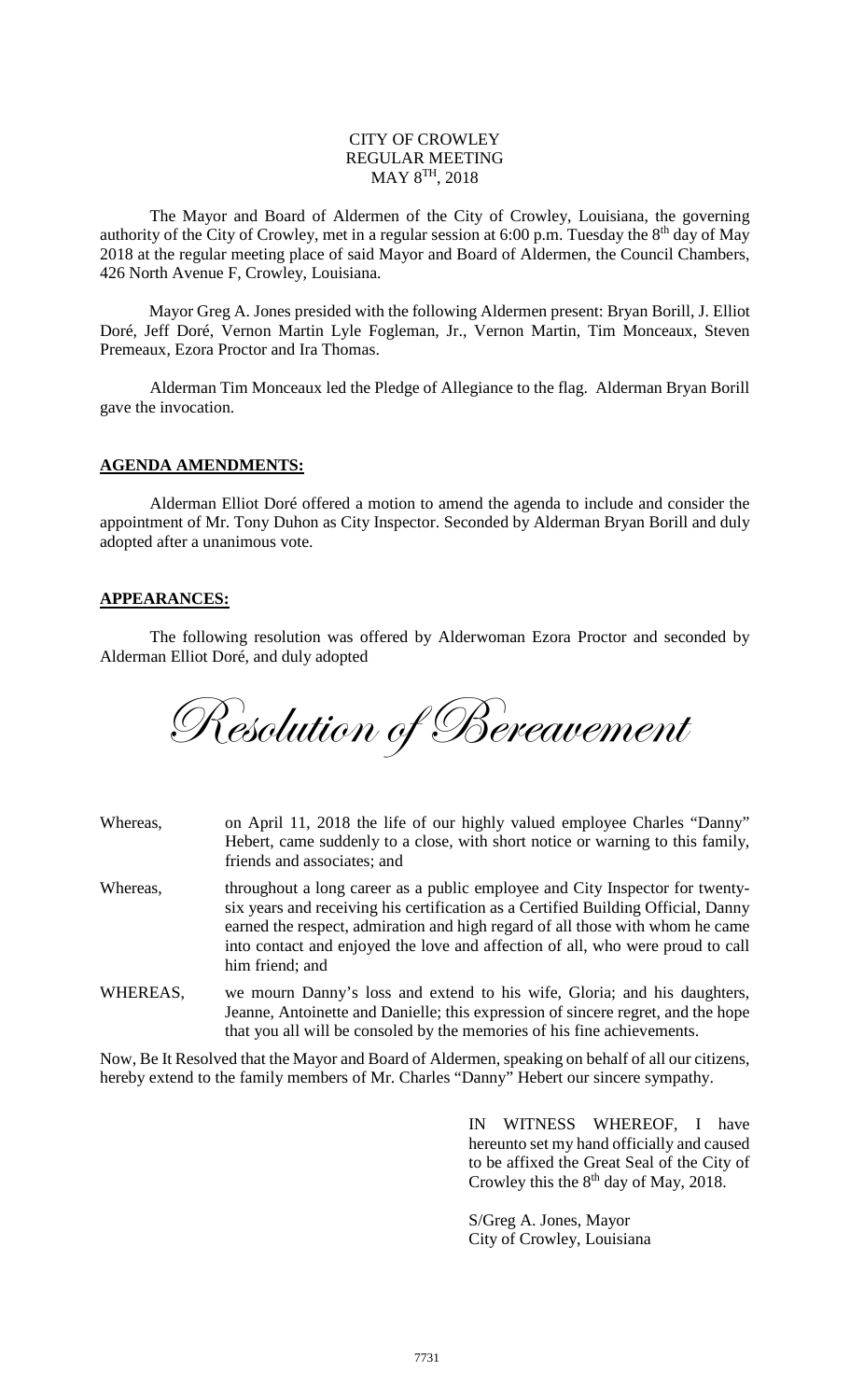CITY OF CROWLEY
REGULAR MEETING
MAY 8TH, 2018

The Mayor and Board of Aldermen of the City of Crowley, Louisiana, the governing authority of the City of Crowley, met in a regular session at 6:00 p.m. Tuesday the 8th day of May 2018 at the regular meeting place of said Mayor and Board of Aldermen, the Council Chambers, 426 North Avenue F, Crowley, Louisiana.

Mayor Greg A. Jones presided with the following Aldermen present: Bryan Borill, J. Elliot Doré, Jeff Doré, Vernon Martin Lyle Fogleman, Jr., Vernon Martin, Tim Monceaux, Steven Premeaux, Ezora Proctor and Ira Thomas.

Alderman Tim Monceaux led the Pledge of Allegiance to the flag. Alderman Bryan Borill gave the invocation.

**AGENDA AMENDMENTS:**

Alderman Elliot Doré offered a motion to amend the agenda to include and consider the appointment of Mr. Tony Duhon as City Inspector. Seconded by Alderman Bryan Borill and duly adopted after a unanimous vote.

**APPEARANCES:**

The following resolution was offered by Alderwoman Ezora Proctor and seconded by Alderman Elliot Doré, and duly adopted

# *Resolution of Bereavement*

Whereas, on April 11, 2018 the life of our highly valued employee Charles "Danny" Hebert, came suddenly to a close, with short notice or warning to this family, friends and associates; and

Whereas, throughout a long career as a public employee and City Inspector for twenty-six years and receiving his certification as a Certified Building Official, Danny earned the respect, admiration and high regard of all those with whom he came into contact and enjoyed the love and affection of all, who were proud to call him friend; and

WHEREAS, we mourn Danny's loss and extend to his wife, Gloria; and his daughters, Jeanne, Antoinette and Danielle; this expression of sincere regret, and the hope that you all will be consoled by the memories of his fine achievements.

Now, Be It Resolved that the Mayor and Board of Aldermen, speaking on behalf of all our citizens, hereby extend to the family members of Mr. Charles "Danny" Hebert our sincere sympathy.

IN WITNESS WHEREOF, I have hereunto set my hand officially and caused to be affixed the Great Seal of the City of Crowley this the 8th day of May, 2018.

S/Greg A. Jones, Mayor
City of Crowley, Louisiana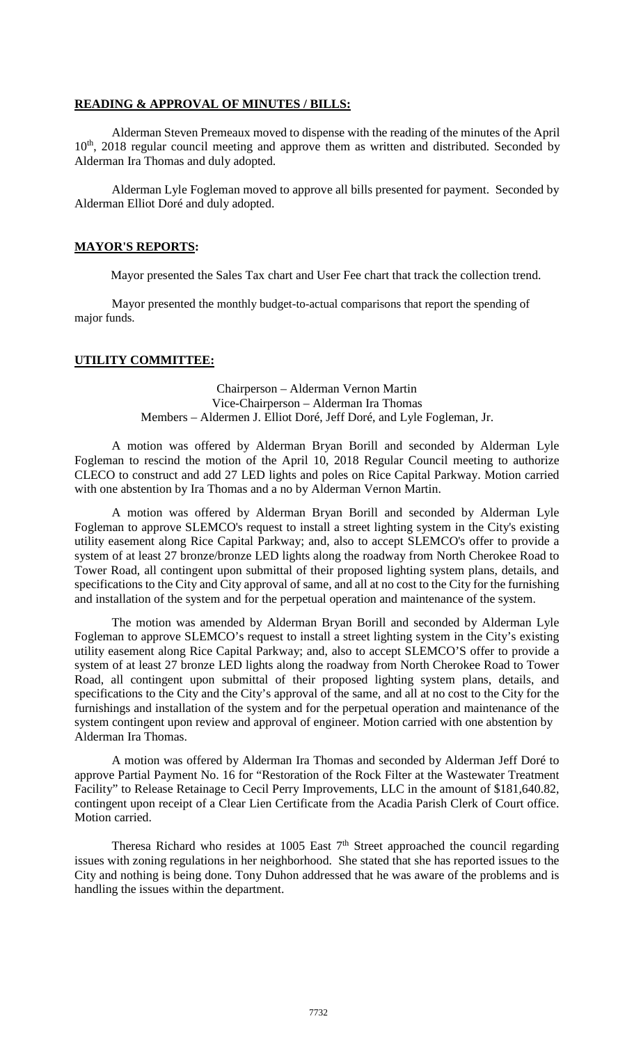**READING & APPROVAL OF MINUTES / BILLS:**

Alderman Steven Premeaux moved to dispense with the reading of the minutes of the April 10th, 2018 regular council meeting and approve them as written and distributed. Seconded by Alderman Ira Thomas and duly adopted.

Alderman Lyle Fogleman moved to approve all bills presented for payment. Seconded by Alderman Elliot Doré and duly adopted.

**MAYOR'S REPORTS:**

Mayor presented the Sales Tax chart and User Fee chart that track the collection trend.

Mayor presented the monthly budget-to-actual comparisons that report the spending of major funds.

**UTILITY COMMITTEE:**

Chairperson – Alderman Vernon Martin
Vice-Chairperson – Alderman Ira Thomas
Members – Aldermen J. Elliot Doré, Jeff Doré, and Lyle Fogleman, Jr.

A motion was offered by Alderman Bryan Borill and seconded by Alderman Lyle Fogleman to rescind the motion of the April 10, 2018 Regular Council meeting to authorize CLECO to construct and add 27 LED lights and poles on Rice Capital Parkway. Motion carried with one abstention by Ira Thomas and a no by Alderman Vernon Martin.

A motion was offered by Alderman Bryan Borill and seconded by Alderman Lyle Fogleman to approve SLEMCO's request to install a street lighting system in the City's existing utility easement along Rice Capital Parkway; and, also to accept SLEMCO's offer to provide a system of at least 27 bronze/bronze LED lights along the roadway from North Cherokee Road to Tower Road, all contingent upon submittal of their proposed lighting system plans, details, and specifications to the City and City approval of same, and all at no cost to the City for the furnishing and installation of the system and for the perpetual operation and maintenance of the system.

The motion was amended by Alderman Bryan Borill and seconded by Alderman Lyle Fogleman to approve SLEMCO's request to install a street lighting system in the City's existing utility easement along Rice Capital Parkway; and, also to accept SLEMCO'S offer to provide a system of at least 27 bronze LED lights along the roadway from North Cherokee Road to Tower Road, all contingent upon submittal of their proposed lighting system plans, details, and specifications to the City and the City's approval of the same, and all at no cost to the City for the furnishings and installation of the system and for the perpetual operation and maintenance of the system contingent upon review and approval of engineer. Motion carried with one abstention by Alderman Ira Thomas.

A motion was offered by Alderman Ira Thomas and seconded by Alderman Jeff Doré to approve Partial Payment No. 16 for "Restoration of the Rock Filter at the Wastewater Treatment Facility" to Release Retainage to Cecil Perry Improvements, LLC in the amount of $181,640.82, contingent upon receipt of a Clear Lien Certificate from the Acadia Parish Clerk of Court office. Motion carried.

Theresa Richard who resides at 1005 East 7th Street approached the council regarding issues with zoning regulations in her neighborhood. She stated that she has reported issues to the City and nothing is being done. Tony Duhon addressed that he was aware of the problems and is handling the issues within the department.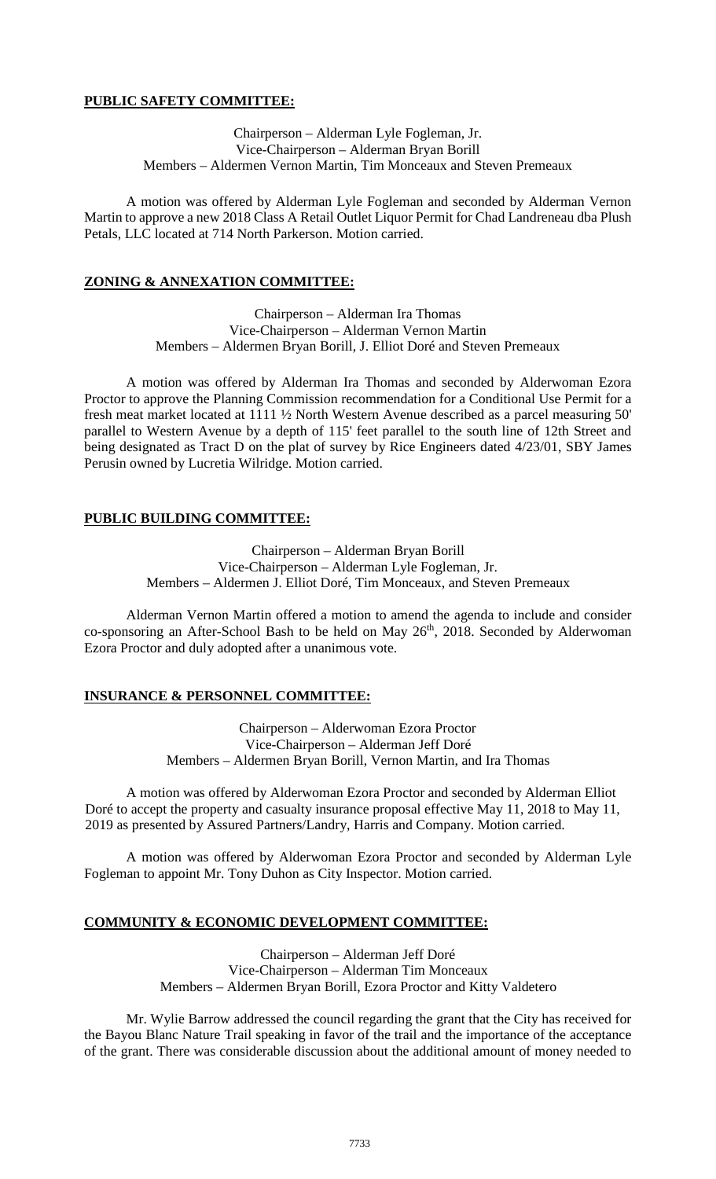**PUBLIC SAFETY COMMITTEE:**

Chairperson – Alderman Lyle Fogleman, Jr.
Vice-Chairperson – Alderman Bryan Borill
Members – Aldermen Vernon Martin, Tim Monceaux and Steven Premeaux

A motion was offered by Alderman Lyle Fogleman and seconded by Alderman Vernon Martin to approve a new 2018 Class A Retail Outlet Liquor Permit for Chad Landreneau dba Plush Petals, LLC located at 714 North Parkerson. Motion carried.

**ZONING & ANNEXATION COMMITTEE:**

Chairperson – Alderman Ira Thomas
Vice-Chairperson – Alderman Vernon Martin
Members – Aldermen Bryan Borill, J. Elliot Doré and Steven Premeaux

A motion was offered by Alderman Ira Thomas and seconded by Alderwoman Ezora Proctor to approve the Planning Commission recommendation for a Conditional Use Permit for a fresh meat market located at 1111 ½ North Western Avenue described as a parcel measuring 50' parallel to Western Avenue by a depth of 115' feet parallel to the south line of 12th Street and being designated as Tract D on the plat of survey by Rice Engineers dated 4/23/01, SBY James Perusin owned by Lucretia Wilridge. Motion carried.

**PUBLIC BUILDING COMMITTEE:**

Chairperson – Alderman Bryan Borill
Vice-Chairperson – Alderman Lyle Fogleman, Jr.
Members – Aldermen J. Elliot Doré, Tim Monceaux, and Steven Premeaux

Alderman Vernon Martin offered a motion to amend the agenda to include and consider co-sponsoring an After-School Bash to be held on May 26th, 2018. Seconded by Alderwoman Ezora Proctor and duly adopted after a unanimous vote.

**INSURANCE & PERSONNEL COMMITTEE:**

Chairperson – Alderwoman Ezora Proctor
Vice-Chairperson – Alderman Jeff Doré
Members – Aldermen Bryan Borill, Vernon Martin, and Ira Thomas

A motion was offered by Alderwoman Ezora Proctor and seconded by Alderman Elliot Doré to accept the property and casualty insurance proposal effective May 11, 2018 to May 11, 2019 as presented by Assured Partners/Landry, Harris and Company. Motion carried.

A motion was offered by Alderwoman Ezora Proctor and seconded by Alderman Lyle Fogleman to appoint Mr. Tony Duhon as City Inspector. Motion carried.

**COMMUNITY & ECONOMIC DEVELOPMENT COMMITTEE:**

Chairperson – Alderman Jeff Doré
Vice-Chairperson – Alderman Tim Monceaux
Members – Aldermen Bryan Borill, Ezora Proctor and Kitty Valdetero

Mr. Wylie Barrow addressed the council regarding the grant that the City has received for the Bayou Blanc Nature Trail speaking in favor of the trail and the importance of the acceptance of the grant. There was considerable discussion about the additional amount of money needed to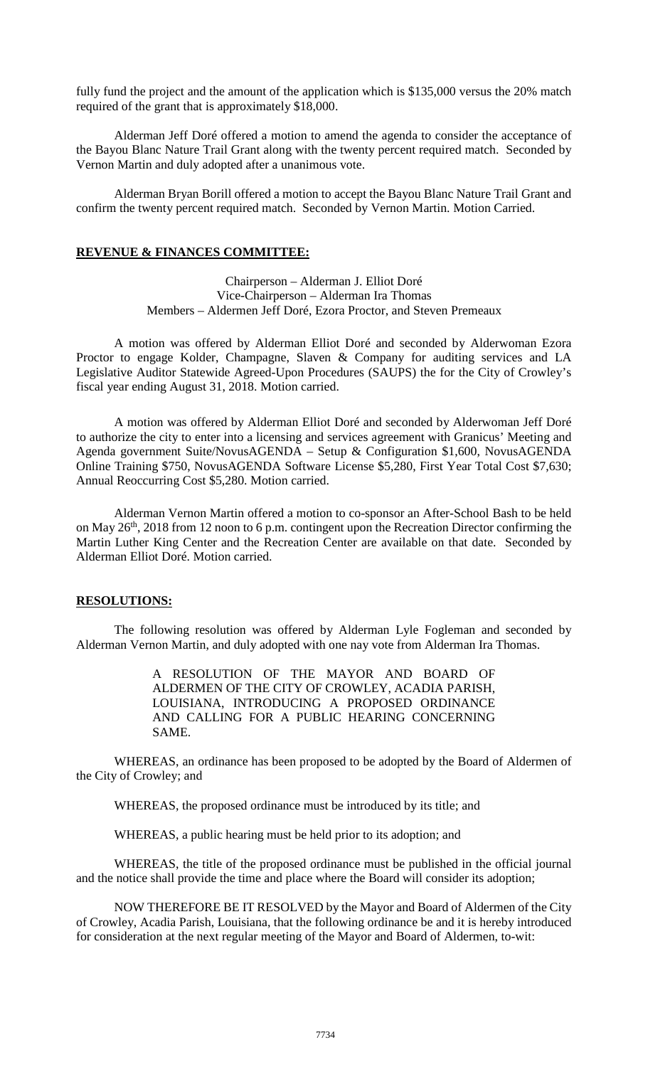fully fund the project and the amount of the application which is $135,000 versus the 20% match required of the grant that is approximately $18,000.

Alderman Jeff Doré offered a motion to amend the agenda to consider the acceptance of the Bayou Blanc Nature Trail Grant along with the twenty percent required match. Seconded by Vernon Martin and duly adopted after a unanimous vote.

Alderman Bryan Borill offered a motion to accept the Bayou Blanc Nature Trail Grant and confirm the twenty percent required match. Seconded by Vernon Martin. Motion Carried.

## **REVENUE & FINANCES COMMITTEE:**

Chairperson – Alderman J. Elliot Doré
Vice-Chairperson – Alderman Ira Thomas
Members – Aldermen Jeff Doré, Ezora Proctor, and Steven Premeaux

A motion was offered by Alderman Elliot Doré and seconded by Alderwoman Ezora Proctor to engage Kolder, Champagne, Slaven & Company for auditing services and LA Legislative Auditor Statewide Agreed-Upon Procedures (SAUPS) the for the City of Crowley's fiscal year ending August 31, 2018. Motion carried.

A motion was offered by Alderman Elliot Doré and seconded by Alderwoman Jeff Doré to authorize the city to enter into a licensing and services agreement with Granicus' Meeting and Agenda government Suite/NovusAGENDA – Setup & Configuration $1,600, NovusAGENDA Online Training $750, NovusAGENDA Software License $5,280, First Year Total Cost $7,630; Annual Reoccurring Cost $5,280. Motion carried.

Alderman Vernon Martin offered a motion to co-sponsor an After-School Bash to be held on May 26th, 2018 from 12 noon to 6 p.m. contingent upon the Recreation Director confirming the Martin Luther King Center and the Recreation Center are available on that date. Seconded by Alderman Elliot Doré. Motion carried.

## **RESOLUTIONS:**

The following resolution was offered by Alderman Lyle Fogleman and seconded by Alderman Vernon Martin, and duly adopted with one nay vote from Alderman Ira Thomas.

A RESOLUTION OF THE MAYOR AND BOARD OF ALDERMEN OF THE CITY OF CROWLEY, ACADIA PARISH, LOUISIANA, INTRODUCING A PROPOSED ORDINANCE AND CALLING FOR A PUBLIC HEARING CONCERNING SAME.

WHEREAS, an ordinance has been proposed to be adopted by the Board of Aldermen of the City of Crowley; and

WHEREAS, the proposed ordinance must be introduced by its title; and

WHEREAS, a public hearing must be held prior to its adoption; and

WHEREAS, the title of the proposed ordinance must be published in the official journal and the notice shall provide the time and place where the Board will consider its adoption;

NOW THEREFORE BE IT RESOLVED by the Mayor and Board of Aldermen of the City of Crowley, Acadia Parish, Louisiana, that the following ordinance be and it is hereby introduced for consideration at the next regular meeting of the Mayor and Board of Aldermen, to-wit: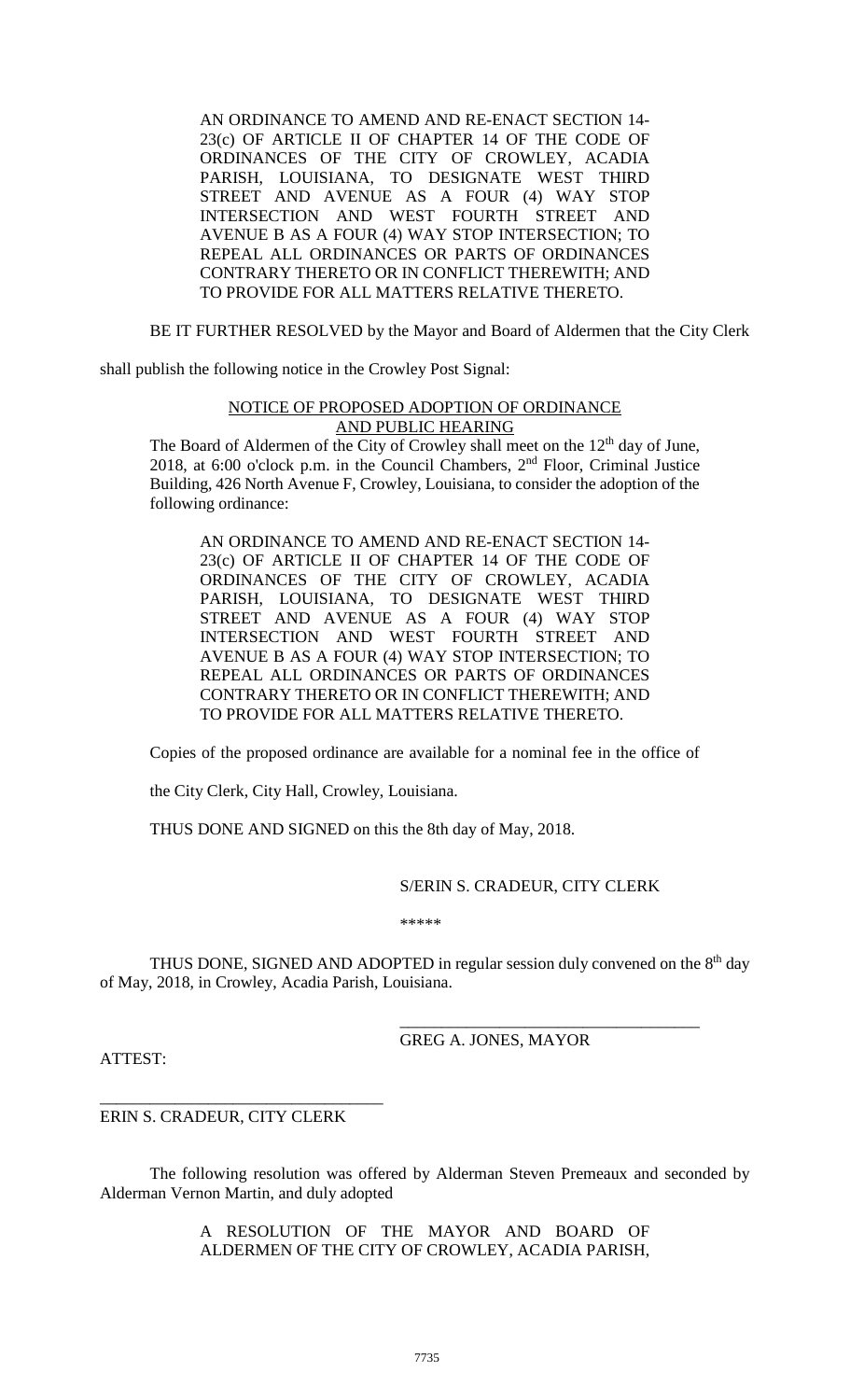AN ORDINANCE TO AMEND AND RE-ENACT SECTION 14-23(c) OF ARTICLE II OF CHAPTER 14 OF THE CODE OF ORDINANCES OF THE CITY OF CROWLEY, ACADIA PARISH, LOUISIANA, TO DESIGNATE WEST THIRD STREET AND AVENUE AS A FOUR (4) WAY STOP INTERSECTION AND WEST FOURTH STREET AND AVENUE B AS A FOUR (4) WAY STOP INTERSECTION; TO REPEAL ALL ORDINANCES OR PARTS OF ORDINANCES CONTRARY THERETO OR IN CONFLICT THEREWITH; AND TO PROVIDE FOR ALL MATTERS RELATIVE THERETO.

BE IT FURTHER RESOLVED by the Mayor and Board of Aldermen that the City Clerk shall publish the following notice in the Crowley Post Signal:

NOTICE OF PROPOSED ADOPTION OF ORDINANCE AND PUBLIC HEARING

The Board of Aldermen of the City of Crowley shall meet on the 12th day of June, 2018, at 6:00 o'clock p.m. in the Council Chambers, 2nd Floor, Criminal Justice Building, 426 North Avenue F, Crowley, Louisiana, to consider the adoption of the following ordinance:

AN ORDINANCE TO AMEND AND RE-ENACT SECTION 14-23(c) OF ARTICLE II OF CHAPTER 14 OF THE CODE OF ORDINANCES OF THE CITY OF CROWLEY, ACADIA PARISH, LOUISIANA, TO DESIGNATE WEST THIRD STREET AND AVENUE AS A FOUR (4) WAY STOP INTERSECTION AND WEST FOURTH STREET AND AVENUE B AS A FOUR (4) WAY STOP INTERSECTION; TO REPEAL ALL ORDINANCES OR PARTS OF ORDINANCES CONTRARY THERETO OR IN CONFLICT THEREWITH; AND TO PROVIDE FOR ALL MATTERS RELATIVE THERETO.

Copies of the proposed ordinance are available for a nominal fee in the office of the City Clerk, City Hall, Crowley, Louisiana.

THUS DONE AND SIGNED on this the 8th day of May, 2018.

S/ERIN S. CRADEUR, CITY CLERK

\*\*\*\*\*

THUS DONE, SIGNED AND ADOPTED in regular session duly convened on the 8th day of May, 2018, in Crowley, Acadia Parish, Louisiana.

\_\_\_\_\_\_\_\_\_\_\_\_\_\_\_\_\_\_\_\_\_\_\_\_\_\_\_\_\_\_\_\_\_\_\_\_
GREG A. JONES, MAYOR

ATTEST:

\_\_\_\_\_\_\_\_\_\_\_\_\_\_\_\_\_\_\_\_\_\_\_\_\_\_\_\_\_\_\_\_\_\_\_\_
ERIN S. CRADEUR, CITY CLERK

The following resolution was offered by Alderman Steven Premeaux and seconded by Alderman Vernon Martin, and duly adopted

A RESOLUTION OF THE MAYOR AND BOARD OF ALDERMEN OF THE CITY OF CROWLEY, ACADIA PARISH,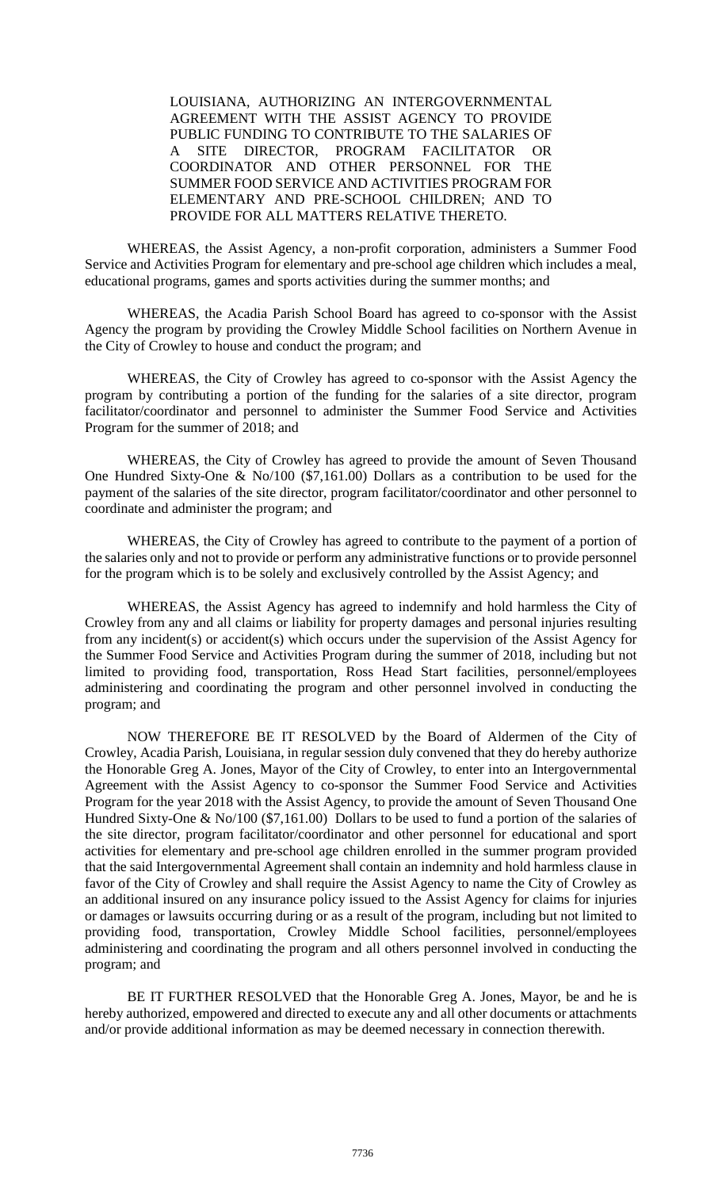LOUISIANA, AUTHORIZING AN INTERGOVERNMENTAL AGREEMENT WITH THE ASSIST AGENCY TO PROVIDE PUBLIC FUNDING TO CONTRIBUTE TO THE SALARIES OF A SITE DIRECTOR, PROGRAM FACILITATOR OR COORDINATOR AND OTHER PERSONNEL FOR THE SUMMER FOOD SERVICE AND ACTIVITIES PROGRAM FOR ELEMENTARY AND PRE-SCHOOL CHILDREN; AND TO PROVIDE FOR ALL MATTERS RELATIVE THERETO.

WHEREAS, the Assist Agency, a non-profit corporation, administers a Summer Food Service and Activities Program for elementary and pre-school age children which includes a meal, educational programs, games and sports activities during the summer months; and

WHEREAS, the Acadia Parish School Board has agreed to co-sponsor with the Assist Agency the program by providing the Crowley Middle School facilities on Northern Avenue in the City of Crowley to house and conduct the program; and

WHEREAS, the City of Crowley has agreed to co-sponsor with the Assist Agency the program by contributing a portion of the funding for the salaries of a site director, program facilitator/coordinator and personnel to administer the Summer Food Service and Activities Program for the summer of 2018; and

WHEREAS, the City of Crowley has agreed to provide the amount of Seven Thousand One Hundred Sixty-One & No/100 ($7,161.00) Dollars as a contribution to be used for the payment of the salaries of the site director, program facilitator/coordinator and other personnel to coordinate and administer the program; and

WHEREAS, the City of Crowley has agreed to contribute to the payment of a portion of the salaries only and not to provide or perform any administrative functions or to provide personnel for the program which is to be solely and exclusively controlled by the Assist Agency; and

WHEREAS, the Assist Agency has agreed to indemnify and hold harmless the City of Crowley from any and all claims or liability for property damages and personal injuries resulting from any incident(s) or accident(s) which occurs under the supervision of the Assist Agency for the Summer Food Service and Activities Program during the summer of 2018, including but not limited to providing food, transportation, Ross Head Start facilities, personnel/employees administering and coordinating the program and other personnel involved in conducting the program; and

NOW THEREFORE BE IT RESOLVED by the Board of Aldermen of the City of Crowley, Acadia Parish, Louisiana, in regular session duly convened that they do hereby authorize the Honorable Greg A. Jones, Mayor of the City of Crowley, to enter into an Intergovernmental Agreement with the Assist Agency to co-sponsor the Summer Food Service and Activities Program for the year 2018 with the Assist Agency, to provide the amount of Seven Thousand One Hundred Sixty-One & No/100 ($7,161.00) Dollars to be used to fund a portion of the salaries of the site director, program facilitator/coordinator and other personnel for educational and sport activities for elementary and pre-school age children enrolled in the summer program provided that the said Intergovernmental Agreement shall contain an indemnity and hold harmless clause in favor of the City of Crowley and shall require the Assist Agency to name the City of Crowley as an additional insured on any insurance policy issued to the Assist Agency for claims for injuries or damages or lawsuits occurring during or as a result of the program, including but not limited to providing food, transportation, Crowley Middle School facilities, personnel/employees administering and coordinating the program and all others personnel involved in conducting the program; and

BE IT FURTHER RESOLVED that the Honorable Greg A. Jones, Mayor, be and he is hereby authorized, empowered and directed to execute any and all other documents or attachments and/or provide additional information as may be deemed necessary in connection therewith.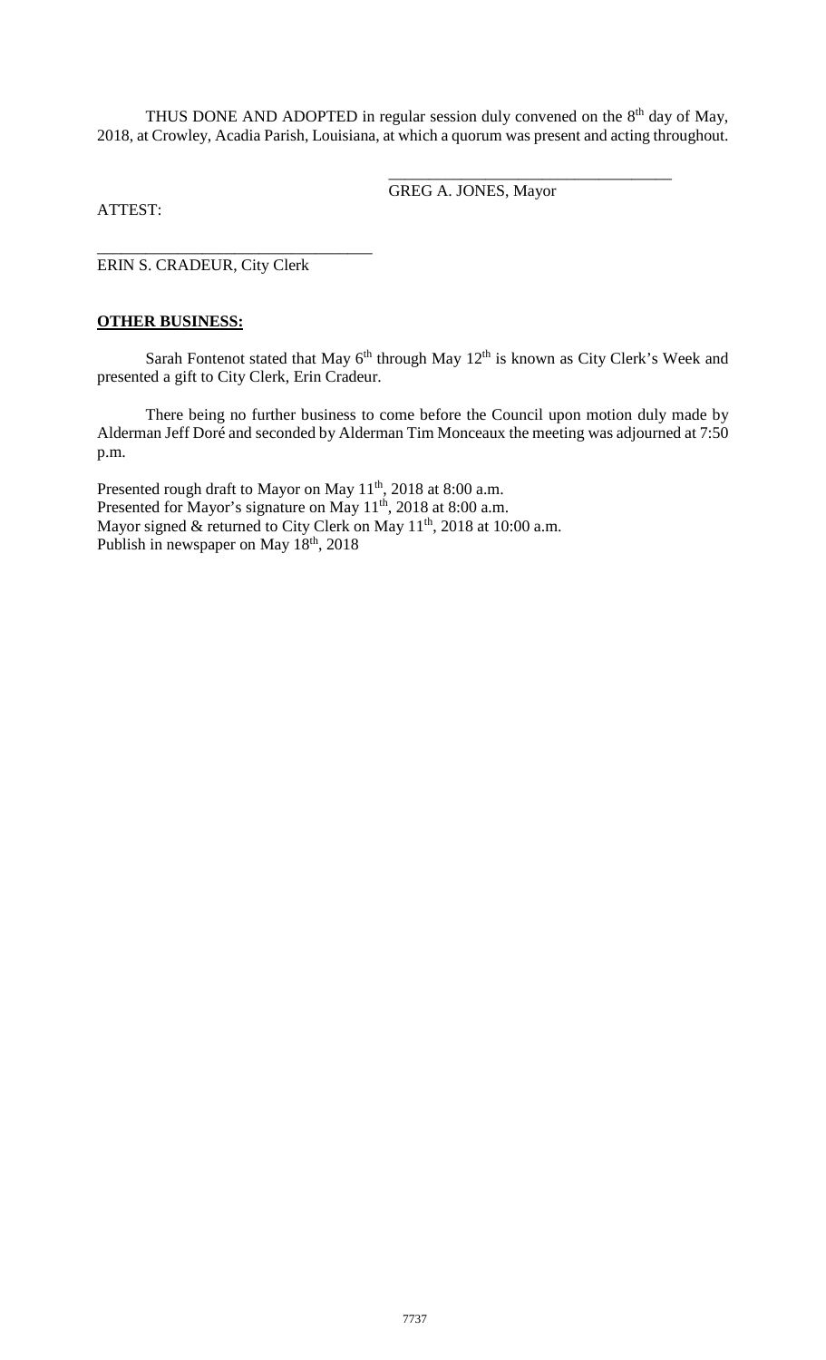THUS DONE AND ADOPTED in regular session duly convened on the 8th day of May, 2018, at Crowley, Acadia Parish, Louisiana, at which a quorum was present and acting throughout.

\_\_\_\_\_\_\_\_\_\_\_\_\_\_\_\_\_\_\_\_\_\_\_\_\_\_\_\_\_\_\_\_\_\_\_
GREG A. JONES, Mayor

ATTEST:

\_\_\_\_\_\_\_\_\_\_\_\_\_\_\_\_\_\_\_\_\_\_\_\_\_\_\_\_\_\_\_\_\_\_\_
ERIN S. CRADEUR, City Clerk

**OTHER BUSINESS:**

Sarah Fontenot stated that May 6th through May 12th is known as City Clerk's Week and presented a gift to City Clerk, Erin Cradeur.

There being no further business to come before the Council upon motion duly made by Alderman Jeff Doré and seconded by Alderman Tim Monceaux the meeting was adjourned at 7:50 p.m.

Presented rough draft to Mayor on May 11th, 2018 at 8:00 a.m.
Presented for Mayor's signature on May 11th, 2018 at 8:00 a.m.
Mayor signed & returned to City Clerk on May 11th, 2018 at 10:00 a.m.
Publish in newspaper on May 18th, 2018